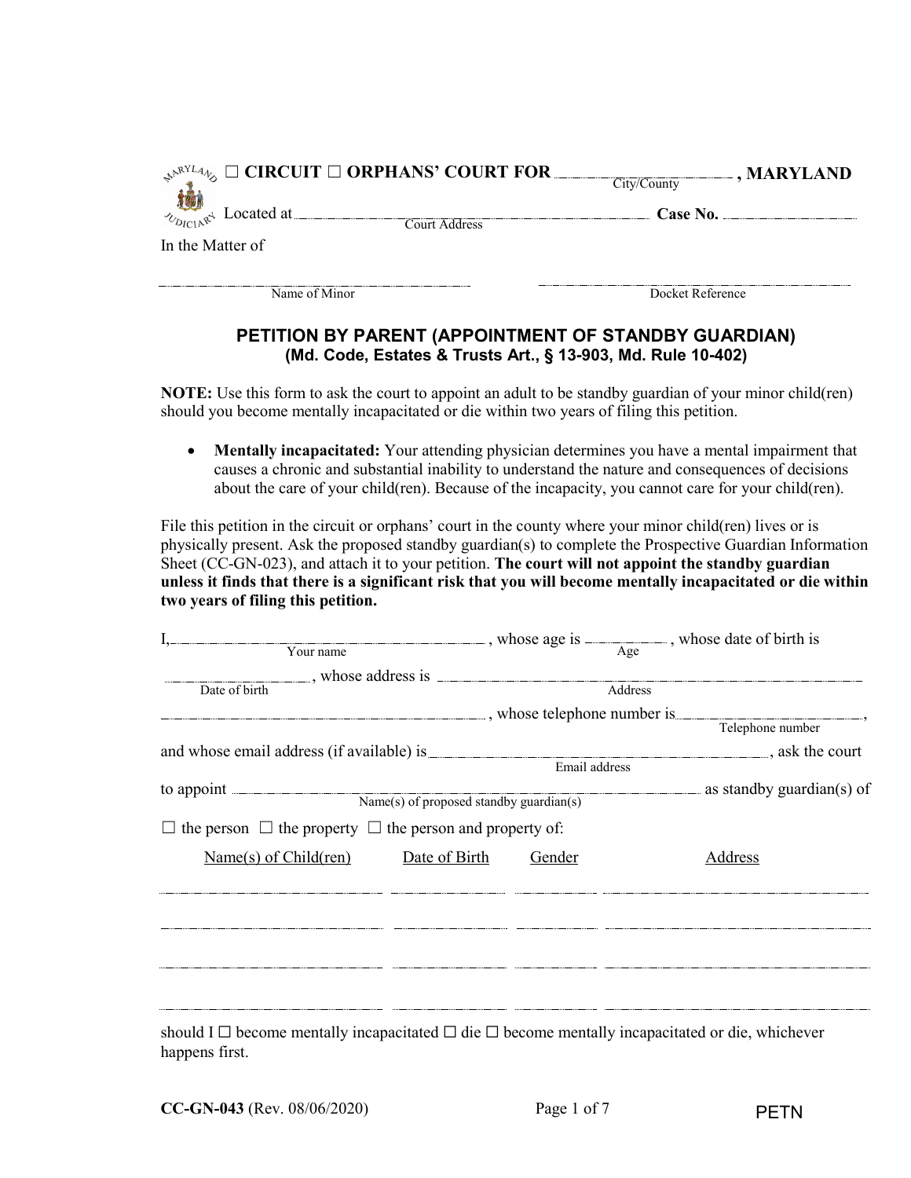☐ CIRCUIT ☐ ORPHANS' COURT FOR ________________ (City/County), MARYLAND

Located at ________________________________ (Court Address) **Case No.** ________________

In the Matter of

________________________________ (Name of Minor) ________________________________ (Docket Reference)

## PETITION BY PARENT (APPOINTMENT OF STANDBY GUARDIAN)
### (Md. Code, Estates & Trusts Art., § 13-903, Md. Rule 10-402)

**NOTE:** Use this form to ask the court to appoint an adult to be standby guardian of your minor child(ren) should you become mentally incapacitated or die within two years of filing this petition.

- **Mentally incapacitated:** Your attending physician determines you have a mental impairment that causes a chronic and substantial inability to understand the nature and consequences of decisions about the care of your child(ren). Because of the incapacity, you cannot care for your child(ren).

File this petition in the circuit or orphans' court in the county where your minor child(ren) lives or is physically present. Ask the proposed standby guardian(s) to complete the Prospective Guardian Information Sheet (CC-GN-023), and attach it to your petition. **The court will not appoint the standby guardian unless it finds that there is a significant risk that you will become mentally incapacitated or die within two years of filing this petition.**

I, ________________________ (Your name), whose age is ________ (Age), whose date of birth is ________________ (Date of birth), whose address is ________________________________________________ (Address), whose telephone number is ________________ (Telephone number), and whose email address (if available) is ________________________ (Email address), ask the court to appoint ________________________________ (Name(s) of proposed standby guardian(s)) as standby guardian(s) of

☐ the person ☐ the property ☐ the person and property of:

| Name(s) of Child(ren) | Date of Birth | Gender | Address |
|---|---|---|---|
| | | | |
| | | | |
| | | | |
| | | | |

should I ☐ become mentally incapacitated ☐ die ☐ become mentally incapacitated or die, whichever happens first.

CC-GN-043 (Rev. 08/06/2020) PETN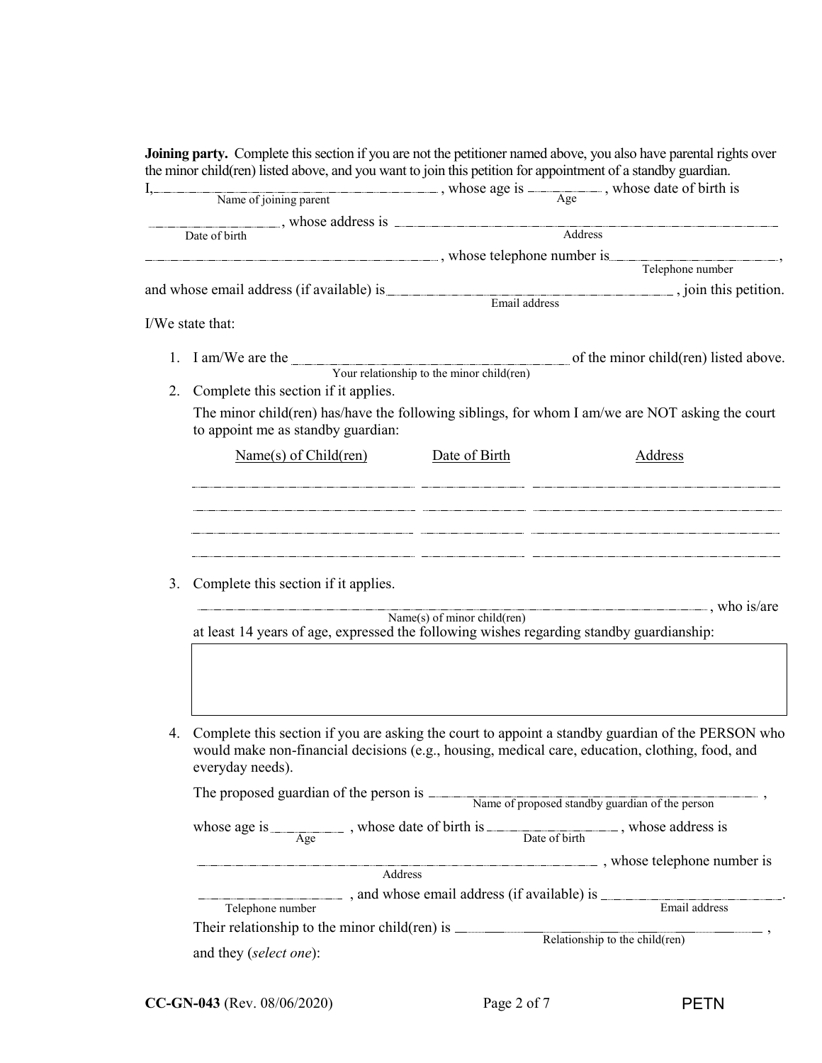**Joining party.** Complete this section if you are not the petitioner named above, you also have parental rights over the minor child(ren) listed above, and you want to join this petition for appointment of a standby guardian.

I, ______________________________ (Name of joining parent), whose age is __________ (Age), whose date of birth is __________ (Date of birth), whose address is ______________________________________________ (Address) ______________________________, whose telephone number is ____________________ (Telephone number), and whose email address (if available) is ______________________________ (Email address), join this petition.

I/We state that:

1. I am/We are the ______________________________ (Your relationship to the minor child(ren)) of the minor child(ren) listed above.
2. Complete this section if it applies.

   The minor child(ren) has/have the following siblings, for whom I am/we are NOT asking the court to appoint me as standby guardian:

   | Name(s) of Child(ren) | Date of Birth | Address |
   | --- | --- | --- |
   | | | |
   | | | |
   | | | |
   | | | |

3. Complete this section if it applies.

   ______________________________________________ (Name(s) of minor child(ren)), who is/are at least 14 years of age, expressed the following wishes regarding standby guardianship:

   ______________________________________________

4. Complete this section if you are asking the court to appoint a standby guardian of the PERSON who would make non-financial decisions (e.g., housing, medical care, education, clothing, food, and everyday needs).

   The proposed guardian of the person is ______________________________ (Name of proposed standby guardian of the person), whose age is __________ (Age), whose date of birth is __________ (Date of birth), whose address is ______________________________________________ (Address), whose telephone number is ____________________ (Telephone number), and whose email address (if available) is ____________________ (Email address).

   Their relationship to the minor child(ren) is ______________________________ (Relationship to the child(ren)), and they (*select one*):

CC-GN-043 (Rev. 08/06/2020) PETN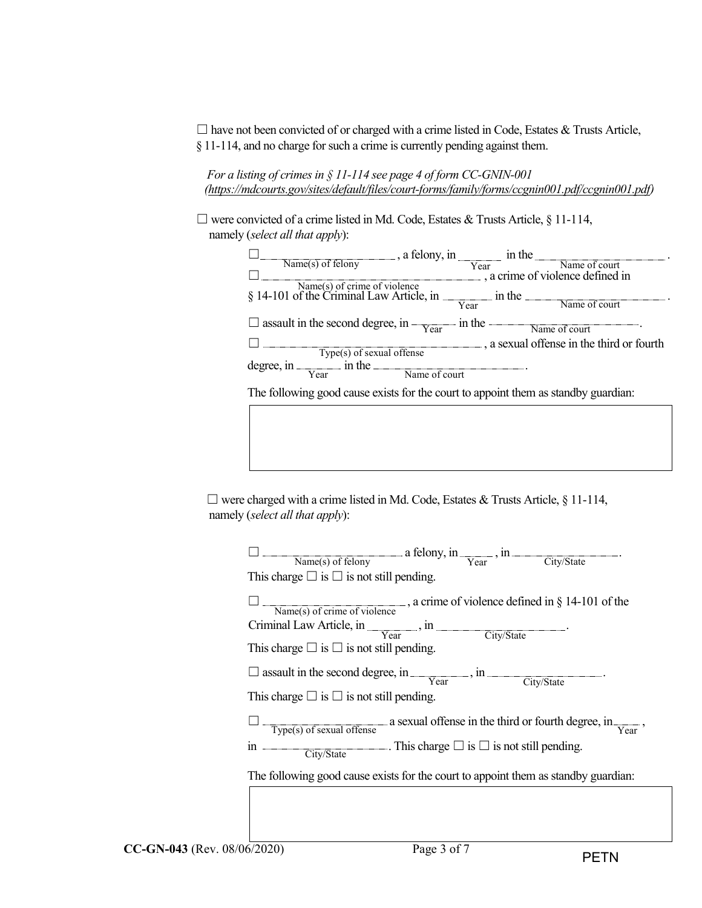☐ have not been convicted of or charged with a crime listed in Code, Estates & Trusts Article, § 11-114, and no charge for such a crime is currently pending against them.

*For a listing of crimes in § 11-114 see page 4 of form CC-GNIN-001 (https://mdcourts.gov/sites/default/files/court-forms/family/forms/ccgnin001.pdf/ccgnin001.pdf)*

☐ were convicted of a crime listed in Md. Code, Estates & Trusts Article, § 11-114, namely (*select all that apply*):

☐ ____________ (Name(s) of felony), a felony, in ______ (Year) in the ____________ (Name of court).

☐ ____________ (Name(s) of crime of violence), a crime of violence defined in § 14-101 of the Criminal Law Article, in ______ (Year) in the ____________ (Name of court).

☐ assault in the second degree, in ______ (Year) in the ____________ (Name of court).

☐ ____________ (Type(s) of sexual offense), a sexual offense in the third or fourth degree, in ______ (Year) in the ____________ (Name of court).

The following good cause exists for the court to appoint them as standby guardian:

| |
|---|
| |

☐ were charged with a crime listed in Md. Code, Estates & Trusts Article, § 11-114, namely (*select all that apply*):

☐ ____________ (Name(s) of felony) a felony, in ______ (Year), in ____________ (City/State).
This charge ☐ is ☐ is not still pending.

☐ ____________ (Name(s) of crime of violence), a crime of violence defined in § 14-101 of the Criminal Law Article, in ______ (Year), in ____________ (City/State).
This charge ☐ is ☐ is not still pending.

☐ assault in the second degree, in ______ (Year), in ____________ (City/State).
This charge ☐ is ☐ is not still pending.

☐ ____________ (Type(s) of sexual offense) a sexual offense in the third or fourth degree, in ______ (Year), in ____________ (City/State). This charge ☐ is ☐ is not still pending.

The following good cause exists for the court to appoint them as standby guardian:

| |
|---|
| |

CC-GN-043 (Rev. 08/06/2020) PETN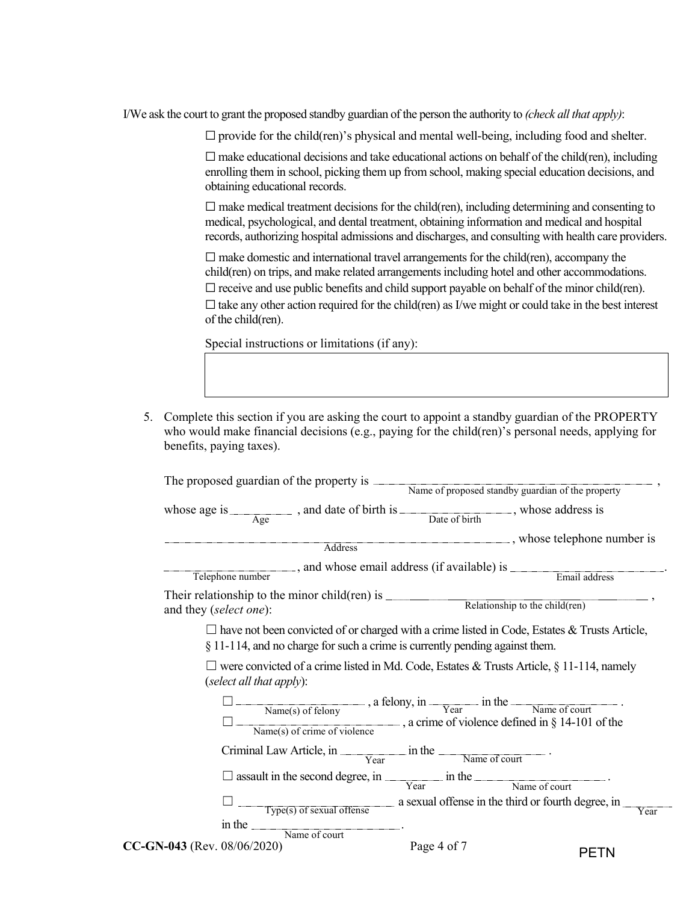I/We ask the court to grant the proposed standby guardian of the person the authority to *(check all that apply)*:

☐ provide for the child(ren)'s physical and mental well-being, including food and shelter.

☐ make educational decisions and take educational actions on behalf of the child(ren), including enrolling them in school, picking them up from school, making special education decisions, and obtaining educational records.

☐ make medical treatment decisions for the child(ren), including determining and consenting to medical, psychological, and dental treatment, obtaining information and medical and hospital records, authorizing hospital admissions and discharges, and consulting with health care providers.

☐ make domestic and international travel arrangements for the child(ren), accompany the child(ren) on trips, and make related arrangements including hotel and other accommodations.

☐ receive and use public benefits and child support payable on behalf of the minor child(ren).

☐ take any other action required for the child(ren) as I/we might or could take in the best interest of the child(ren).

Special instructions or limitations (if any):

| |
|---|
| |

5. Complete this section if you are asking the court to appoint a standby guardian of the PROPERTY who would make financial decisions (e.g., paying for the child(ren)'s personal needs, applying for benefits, paying taxes).

The proposed guardian of the property is ______________________ (Name of proposed standby guardian of the property),

whose age is ________ (Age), and date of birth is ____________ (Date of birth), whose address is

______________________________ (Address), whose telephone number is

______________ (Telephone number), and whose email address (if available) is ______________ (Email address).

Their relationship to the minor child(ren) is ______________________ (Relationship to the child(ren)), and they (*select one*):

☐ have not been convicted of or charged with a crime listed in Code, Estates & Trusts Article, § 11-114, and no charge for such a crime is currently pending against them.

☐ were convicted of a crime listed in Md. Code, Estates & Trusts Article, § 11-114, namely (*select all that apply*):

☐ ______________ (Name(s) of felony), a felony, in ________ (Year) in the ______________ (Name of court).

☐ ______________ (Name(s) of crime of violence), a crime of violence defined in § 14-101 of the Criminal Law Article, in ________ (Year) in the ______________ (Name of court).

☐ assault in the second degree, in ________ (Year) in the ______________ (Name of court).

☐ ______________ (Type(s) of sexual offense) a sexual offense in the third or fourth degree, in ________ (Year) in the ______________ (Name of court).

CC-GN-043 (Rev. 08/06/2020) PETN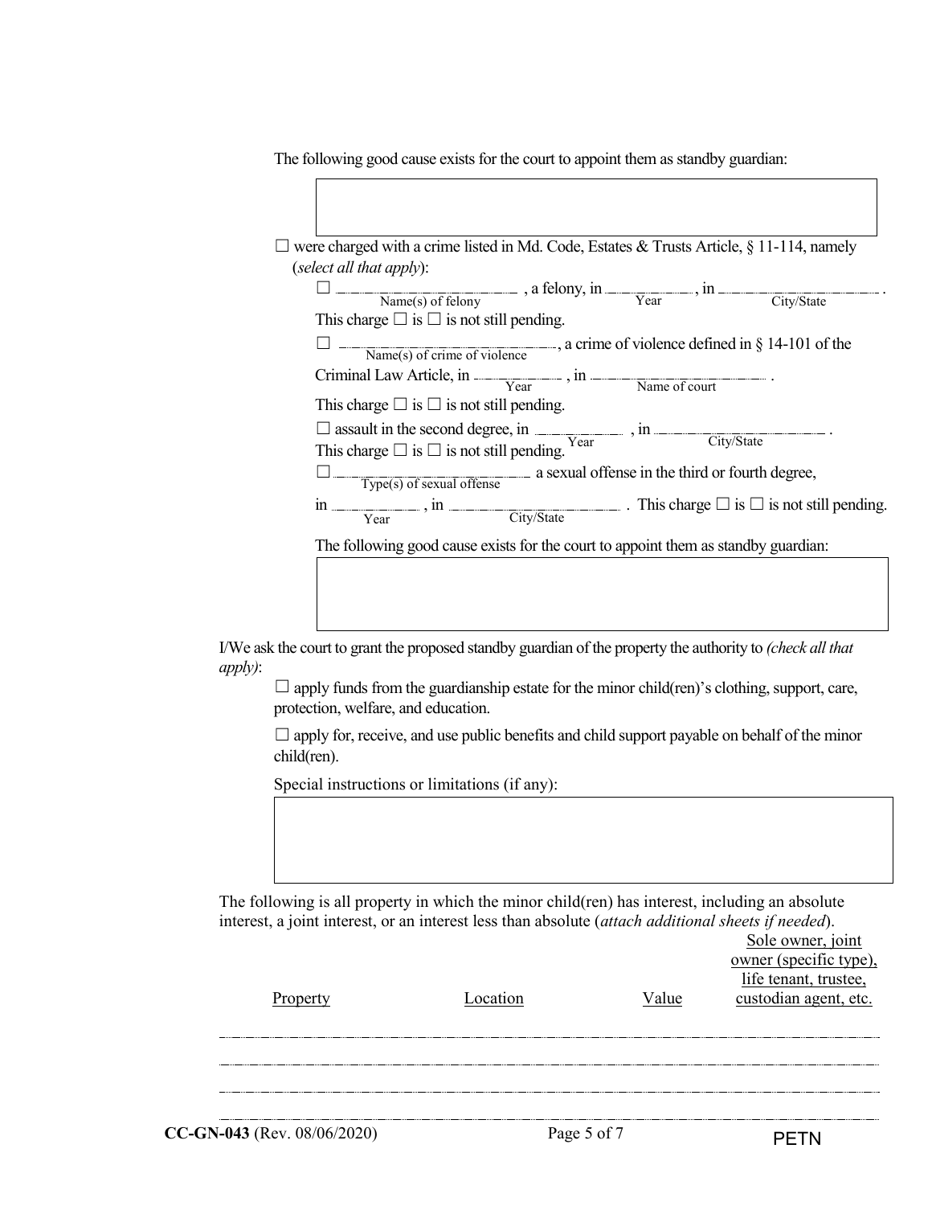The following good cause exists for the court to appoint them as standby guardian:

&nbsp;

☐ were charged with a crime listed in Md. Code, Estates & Trusts Article, § 11-114, namely (*select all that apply*):

☐ ______________ (Name(s) of felony), a felony, in ________ (Year), in ______________ (City/State).
This charge ☐ is ☐ is not still pending.

☐ ______________ (Name(s) of crime of violence), a crime of violence defined in § 14-101 of the Criminal Law Article, in ________ (Year), in ______________ (Name of court).
This charge ☐ is ☐ is not still pending.

☐ assault in the second degree, in ________ (Year), in ______________ (City/State).
This charge ☐ is ☐ is not still pending.

☐ ______________ (Type(s) of sexual offense) a sexual offense in the third or fourth degree, in ________ (Year), in ______________ (City/State). This charge ☐ is ☐ is not still pending.

The following good cause exists for the court to appoint them as standby guardian:

&nbsp;

I/We ask the court to grant the proposed standby guardian of the property the authority to *(check all that apply)*:

☐ apply funds from the guardianship estate for the minor child(ren)'s clothing, support, care, protection, welfare, and education.

☐ apply for, receive, and use public benefits and child support payable on behalf of the minor child(ren).

Special instructions or limitations (if any):

&nbsp;

The following is all property in which the minor child(ren) has interest, including an absolute interest, a joint interest, or an interest less than absolute (*attach additional sheets if needed*).

| Property | Location | Value | Sole owner, joint owner (specific type), life tenant, trustee, custodian agent, etc. |
|---|---|---|---|
| | | | |
| | | | |
| | | | |
| | | | |

CC-GN-043 (Rev. 08/06/2020) PETN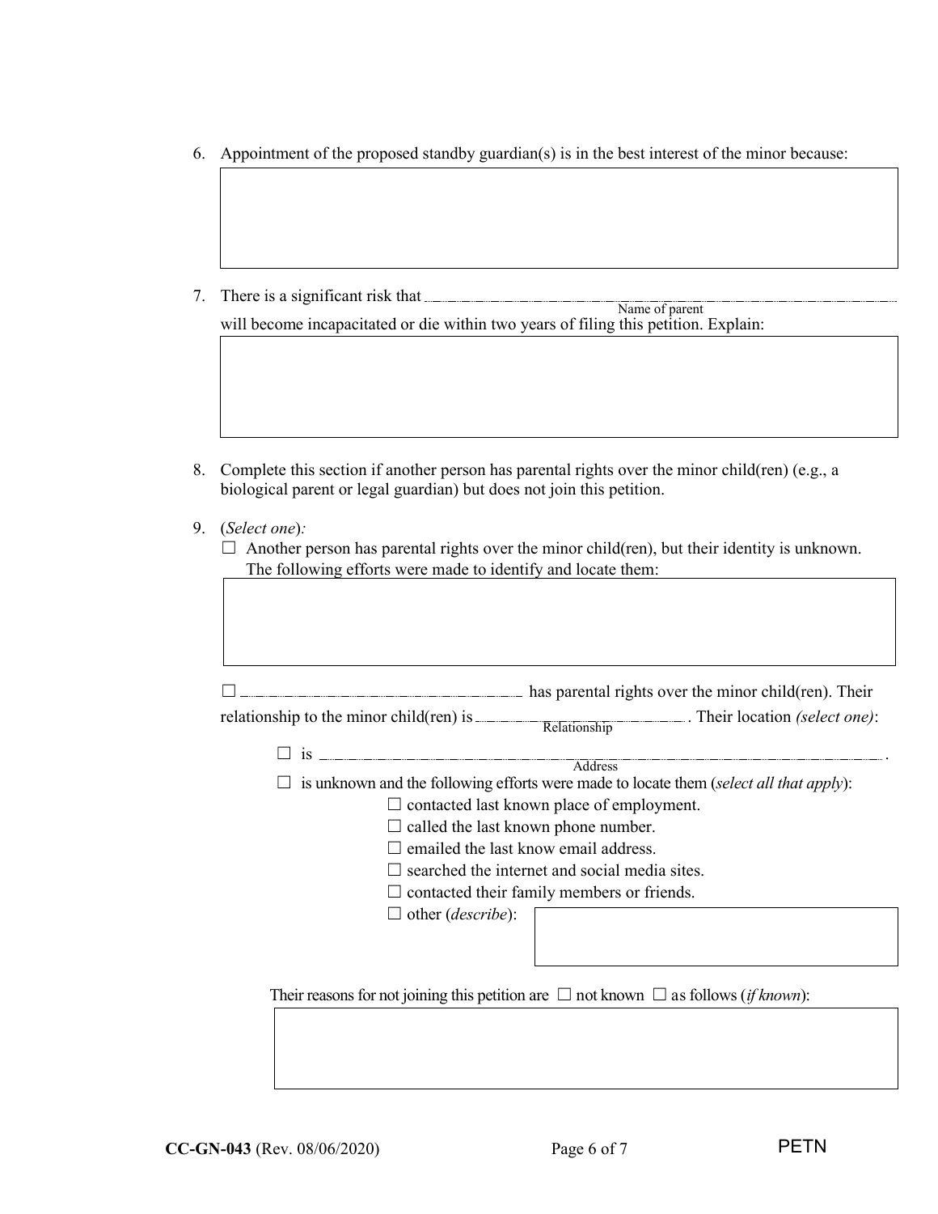6. Appointment of the proposed standby guardian(s) is in the best interest of the minor because:

7. There is a significant risk that ______________________________ (Name of parent) will become incapacitated or die within two years of filing this petition. Explain:

8. Complete this section if another person has parental rights over the minor child(ren) (e.g., a biological parent or legal guardian) but does not join this petition.

9. (*Select one*)*:*
   - ☐ Another person has parental rights over the minor child(ren), but their identity is unknown. The following efforts were made to identify and locate them:

   - ☐ ______________________________ has parental rights over the minor child(ren). Their relationship to the minor child(ren) is ______________________ (Relationship). Their location *(select one)*:
     - ☐ is ______________________________________________ (Address).
     - ☐ is unknown and the following efforts were made to locate them (*select all that apply*):
       - ☐ contacted last known place of employment.
       - ☐ called the last known phone number.
       - ☐ emailed the last know email address.
       - ☐ searched the internet and social media sites.
       - ☐ contacted their family members or friends.
       - ☐ other (*describe*):

   Their reasons for not joining this petition are ☐ not known ☐ as follows (*if known*):

**CC-GN-043** (Rev. 08/06/2020) PETN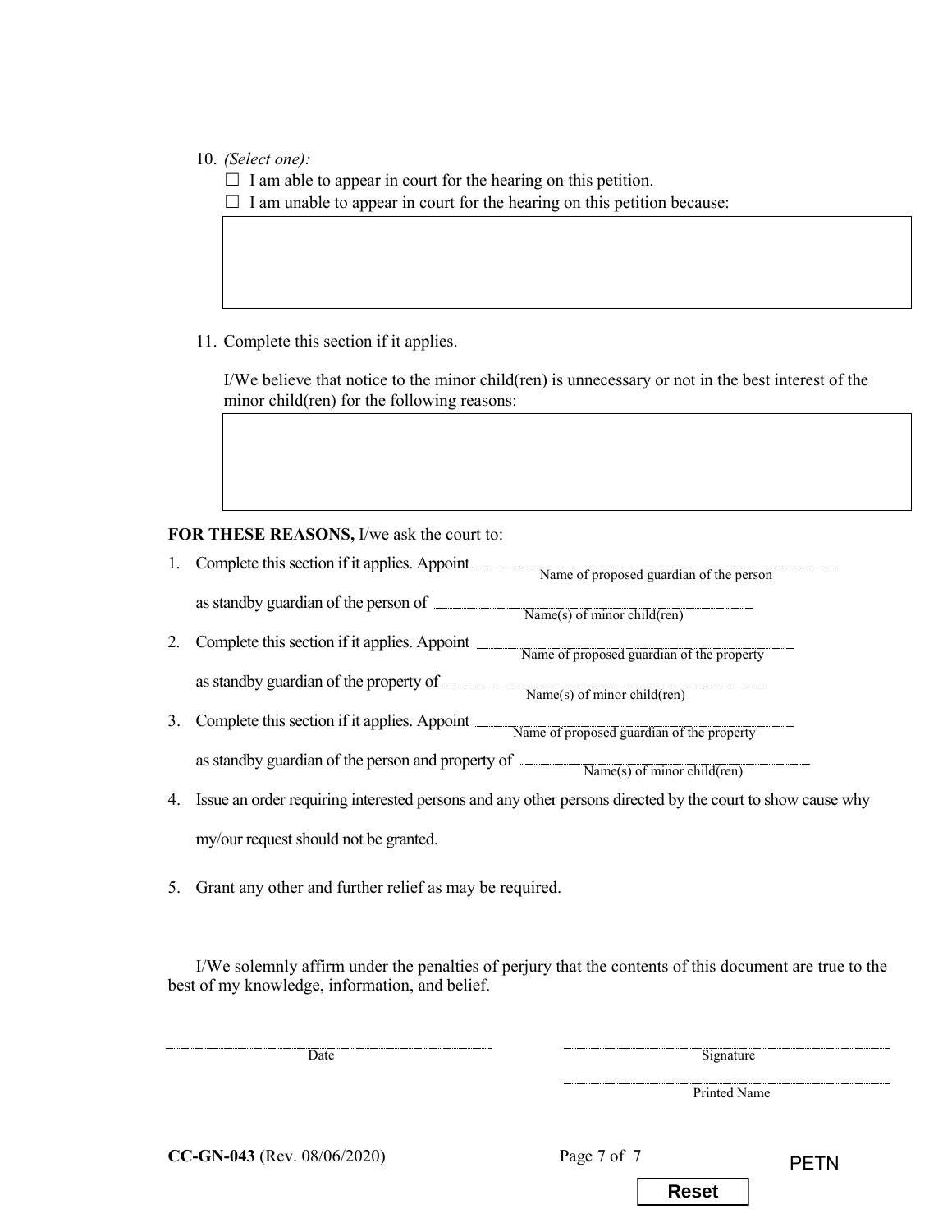10. *(Select one):*

☐ I am able to appear in court for the hearing on this petition.

☐ I am unable to appear in court for the hearing on this petition because:

11. Complete this section if it applies.

I/We believe that notice to the minor child(ren) is unnecessary or not in the best interest of the minor child(ren) for the following reasons:

**FOR THESE REASONS,** I/we ask the court to:

1. Complete this section if it applies. Appoint ______________________ (Name of proposed guardian of the person) as standby guardian of the person of ______________________ (Name(s) of minor child(ren))
2. Complete this section if it applies. Appoint ______________________ (Name of proposed guardian of the property) as standby guardian of the property of ______________________ (Name(s) of minor child(ren))
3. Complete this section if it applies. Appoint ______________________ (Name of proposed guardian of the property) as standby guardian of the person and property of ______________________ (Name(s) of minor child(ren))
4. Issue an order requiring interested persons and any other persons directed by the court to show cause why my/our request should not be granted.
5. Grant any other and further relief as may be required.

I/We solemnly affirm under the penalties of perjury that the contents of this document are true to the best of my knowledge, information, and belief.

______________________
Date

______________________
Signature

______________________
Printed Name

**CC-GN-043** (Rev. 08/06/2020)

PETN

Reset